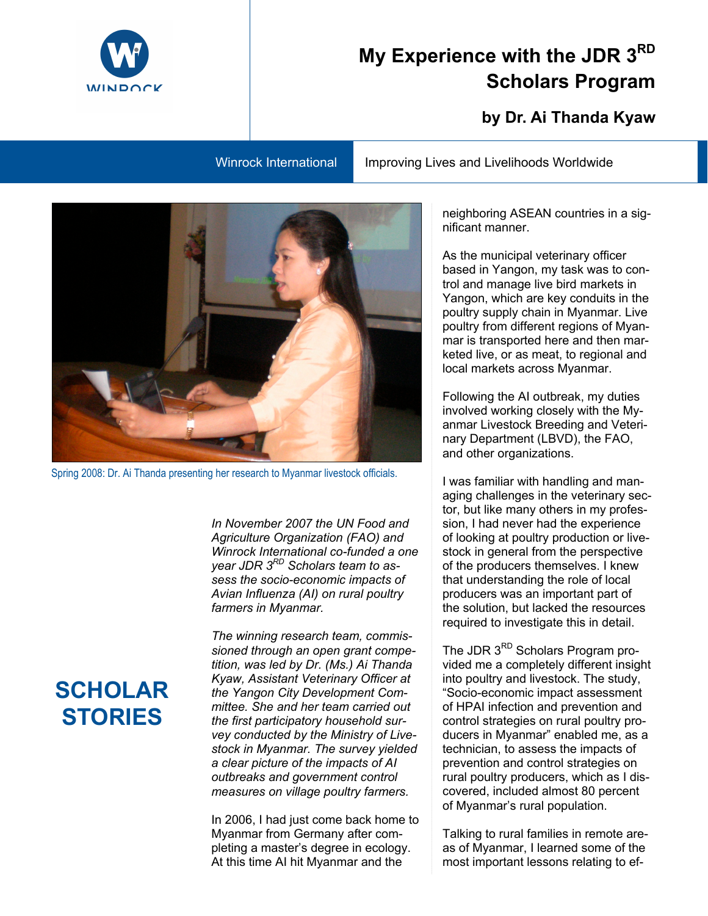# My Experience with the JDR 3RD Scholars Program

### by Dr. Ai Thanda Kyaw

Winrock International | Improving Lives and Livelihoods Worldwide

Spring 2008: Dr. Ai Thanda presenting her research to Myanmar livestock officials.

## SCHOLAR STORIES

*In November 2007 the UN Food and Agriculture Organization (FAO) and Winrock International co-funded a one year JDR 3RD Scholars team to assess the socio-economic impacts of Avian Influenza (AI) on rural poultry farmers in Myanmar.*

*The winning research team, commissioned through an open grant competition, was led by Dr. (Ms.) Ai Thanda Kyaw, Assistant Veterinary Officer at the Yangon City Development Committee. She and her team carried out the first participatory household survey conducted by the Ministry of Livestock in Myanmar. The survey yielded a clear picture of the impacts of AI outbreaks and government control measures on village poultry farmers.*

In 2006, I had just come back home to Myanmar from Germany after completing a master's degree in ecology. At this time AI hit Myanmar and the neighboring ASEAN countries in a significant manner.

As the municipal veterinary officer based in Yangon, my task was to control and manage live bird markets in Yangon, which are key conduits in the poultry supply chain in Myanmar. Live poultry from different regions of Myanmar is transported here and then marketed live, or as meat, to regional and local markets across Myanmar.

Following the AI outbreak, my duties involved working closely with the Myanmar Livestock Breeding and Veterinary Department (LBVD), the FAO, and other organizations.

I was familiar with handling and managing challenges in the veterinary sector, but like many others in my profession, I had never had the experience of looking at poultry production or livestock in general from the perspective of the producers themselves. I knew that understanding the role of local producers was an important part of the solution, but lacked the resources required to investigate this in detail.

The JDR 3RD Scholars Program provided me a completely different insight into poultry and livestock. The study, "Socio-economic impact assessment of HPAI infection and prevention and control strategies on rural poultry producers in Myanmar" enabled me, as a technician, to assess the impacts of prevention and control strategies on rural poultry producers, which as I discovered, included almost 80 percent of Myanmar's rural population.

Talking to rural families in remote areas of Myanmar, I learned some of the most important lessons relating to ef-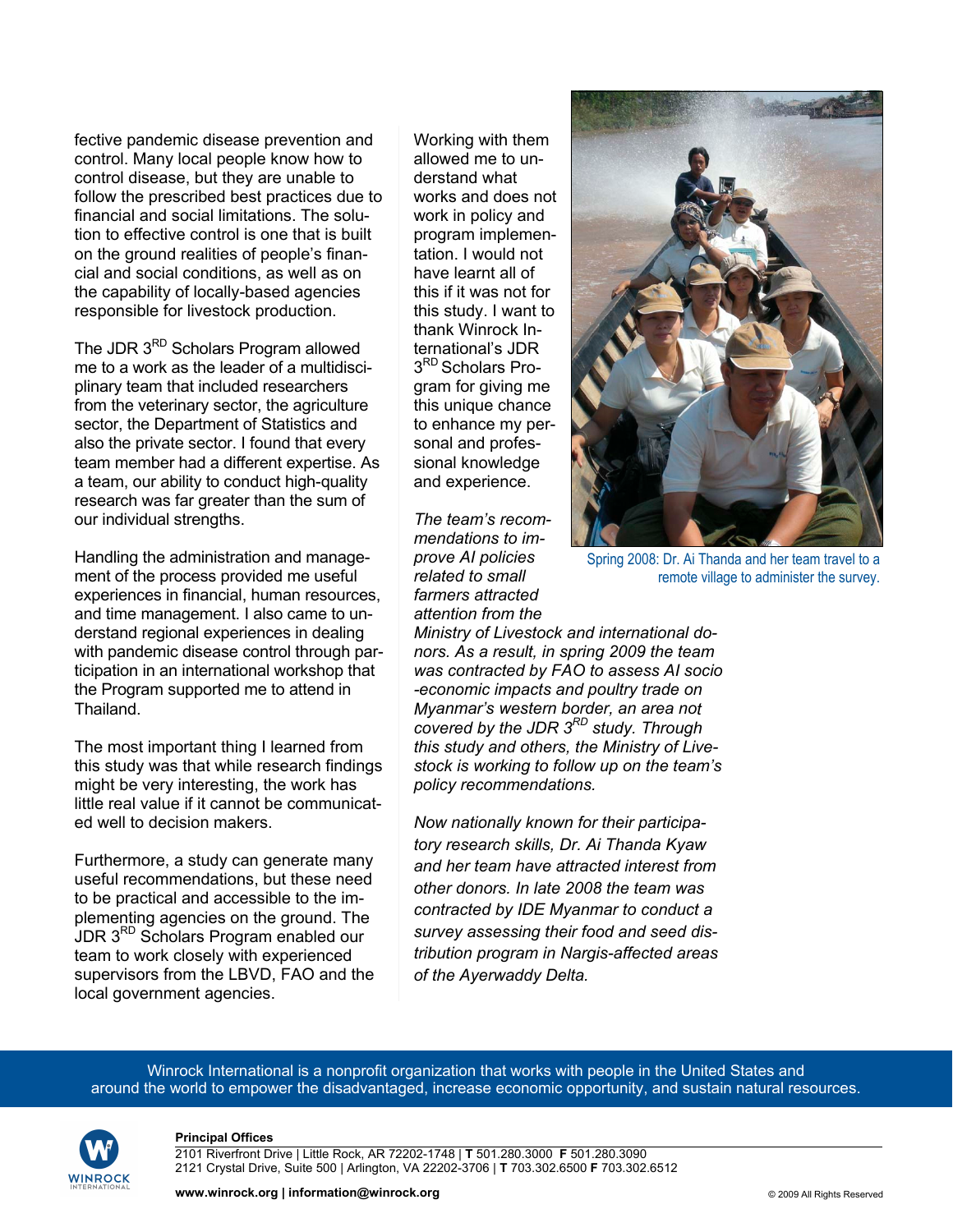fective pandemic disease prevention and control. Many local people know how to control disease, but they are unable to follow the prescribed best practices due to financial and social limitations. The solution to effective control is one that is built on the ground realities of people's financial and social conditions, as well as on the capability of locally-based agencies responsible for livestock production.

The JDR 3RD Scholars Program allowed me to a work as the leader of a multidisciplinary team that included researchers from the veterinary sector, the agriculture sector, the Department of Statistics and also the private sector. I found that every team member had a different expertise. As a team, our ability to conduct high-quality research was far greater than the sum of our individual strengths.

Handling the administration and management of the process provided me useful experiences in financial, human resources, and time management. I also came to understand regional experiences in dealing with pandemic disease control through participation in an international workshop that the Program supported me to attend in Thailand.

The most important thing I learned from this study was that while research findings might be very interesting, the work has little real value if it cannot be communicated well to decision makers.

Furthermore, a study can generate many useful recommendations, but these need to be practical and accessible to the implementing agencies on the ground. The JDR 3RD Scholars Program enabled our team to work closely with experienced supervisors from the LBVD, FAO and the local government agencies.

Working with them allowed me to understand what works and does not work in policy and program implementation. I would not have learnt all of this if it was not for this study. I want to thank Winrock International's JDR 3RD Scholars Program for giving me this unique chance to enhance my personal and professional knowledge and experience.

Spring 2008: Dr. Ai Thanda and her team travel to a remote village to administer the survey.

*The team's recommendations to improve AI policies related to small farmers attracted attention from the Ministry of Livestock and international donors. As a result, in spring 2009 the team was contracted by FAO to assess AI socio-economic impacts and poultry trade on Myanmar's western border, an area not covered by the JDR 3RD study. Through this study and others, the Ministry of Livestock is working to follow up on the team's policy recommendations.*

*Now nationally known for their participatory research skills, Dr. Ai Thanda Kyaw and her team have attracted interest from other donors. In late 2008 the team was contracted by IDE Myanmar to conduct a survey assessing their food and seed distribution program in Nargis-affected areas of the Ayerwaddy Delta.*

Winrock International is a nonprofit organization that works with people in the United States and around the world to empower the disadvantaged, increase economic opportunity, and sustain natural resources.

**Principal Offices**
2101 Riverfront Drive | Little Rock, AR 72202-1748 | **T** 501.280.3000 **F** 501.280.3090
2121 Crystal Drive, Suite 500 | Arlington, VA 22202-3706 | **T** 703.302.6500 **F** 703.302.6512

**www.winrock.org | information@winrock.org**

© 2009 All Rights Reserved